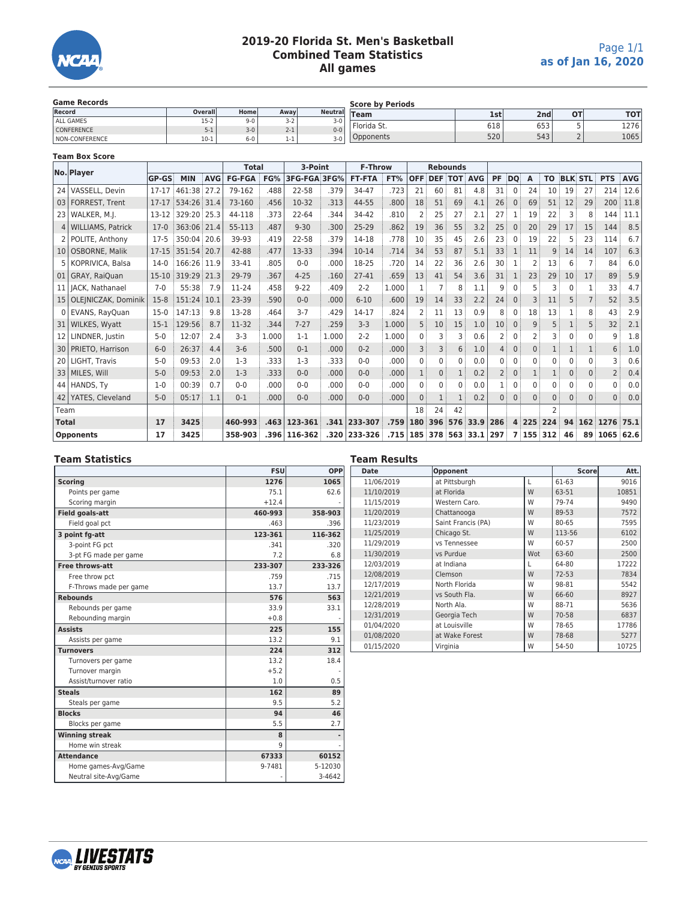# 2019-20 Florida St. Men's Basketball
## Combined Team Statistics
## All games

as of Jan 16, 2020

### Game Records

| Record | Overall | Home | Away | Neutral |
|---|---|---|---|---|
| ALL GAMES | 15-2 | 9-0 | 3-2 | 3-0 |
| CONFERENCE | 5-1 | 3-0 | 2-1 | 0-0 |
| NON-CONFERENCE | 10-1 | 6-0 | 1-1 | 3-0 |

### Score by Periods

| Team | 1st | 2nd | OT | TOT |
|---|---|---|---|---|
| Florida St. | 618 | 653 | 5 | 1276 |
| Opponents | 520 | 543 | 2 | 1065 |

### Team Box Score

| No. | Player | GP-GS | MIN | AVG | FG-FGA | FG% | 3FG-FGA | 3FG% | FT-FTA | FT% | OFF | DEF | TOT | AVG | PF | DQ | A | TO | BLK | STL | PTS | AVG |
|---|---|---|---|---|---|---|---|---|---|---|---|---|---|---|---|---|---|---|---|---|---|---|
| 24 | VASSELL, Devin | 17-17 | 461:38 | 27.2 | 79-162 | .488 | 22-58 | .379 | 34-47 | .723 | 21 | 60 | 81 | 4.8 | 31 | 0 | 24 | 10 | 19 | 27 | 214 | 12.6 |
| 03 | FORREST, Trent | 17-17 | 534:26 | 31.4 | 73-160 | .456 | 10-32 | .313 | 44-55 | .800 | 18 | 51 | 69 | 4.1 | 26 | 0 | 69 | 51 | 12 | 29 | 200 | 11.8 |
| 23 | WALKER, M.J. | 13-12 | 329:20 | 25.3 | 44-118 | .373 | 22-64 | .344 | 34-42 | .810 | 2 | 25 | 27 | 2.1 | 27 | 1 | 19 | 22 | 3 | 8 | 144 | 11.1 |
| 4 | WILLIAMS, Patrick | 17-0 | 363:06 | 21.4 | 55-113 | .487 | 9-30 | .300 | 25-29 | .862 | 19 | 36 | 55 | 3.2 | 25 | 0 | 20 | 29 | 17 | 15 | 144 | 8.5 |
| 2 | POLITE, Anthony | 17-5 | 350:04 | 20.6 | 39-93 | .419 | 22-58 | .379 | 14-18 | .778 | 10 | 35 | 45 | 2.6 | 23 | 0 | 19 | 22 | 5 | 23 | 114 | 6.7 |
| 10 | OSBORNE, Malik | 17-15 | 351:54 | 20.7 | 42-88 | .477 | 13-33 | .394 | 10-14 | .714 | 34 | 53 | 87 | 5.1 | 33 | 1 | 11 | 9 | 14 | 14 | 107 | 6.3 |
| 5 | KOPRIVICA, Balsa | 14-0 | 166:26 | 11.9 | 33-41 | .805 | 0-0 | .000 | 18-25 | .720 | 14 | 22 | 36 | 2.6 | 30 | 1 | 2 | 13 | 6 | 7 | 84 | 6.0 |
| 01 | GRAY, RaiQuan | 15-10 | 319:29 | 21.3 | 29-79 | .367 | 4-25 | .160 | 27-41 | .659 | 13 | 41 | 54 | 3.6 | 31 | 1 | 23 | 29 | 10 | 17 | 89 | 5.9 |
| 11 | JACK, Nathanael | 7-0 | 55:38 | 7.9 | 11-24 | .458 | 9-22 | .409 | 2-2 | 1.000 | 1 | 7 | 8 | 1.1 | 9 | 0 | 5 | 3 | 0 | 1 | 33 | 4.7 |
| 15 | OLEJNICZAK, Dominik | 15-8 | 151:24 | 10.1 | 23-39 | .590 | 0-0 | .000 | 6-10 | .600 | 19 | 14 | 33 | 2.2 | 24 | 0 | 3 | 11 | 5 | 7 | 52 | 3.5 |
| 0 | EVANS, RayQuan | 15-0 | 147:13 | 9.8 | 13-28 | .464 | 3-7 | .429 | 14-17 | .824 | 2 | 11 | 13 | 0.9 | 8 | 0 | 18 | 13 | 1 | 8 | 43 | 2.9 |
| 31 | WILKES, Wyatt | 15-1 | 129:56 | 8.7 | 11-32 | .344 | 7-27 | .259 | 3-3 | 1.000 | 5 | 10 | 15 | 1.0 | 10 | 0 | 9 | 5 | 1 | 5 | 32 | 2.1 |
| 12 | LINDNER, Justin | 5-0 | 12:07 | 2.4 | 3-3 | 1.000 | 1-1 | 1.000 | 2-2 | 1.000 | 0 | 3 | 3 | 0.6 | 2 | 0 | 2 | 3 | 0 | 0 | 9 | 1.8 |
| 30 | PRIETO, Harrison | 6-0 | 26:37 | 4.4 | 3-6 | .500 | 0-1 | .000 | 0-2 | .000 | 3 | 3 | 6 | 1.0 | 4 | 0 | 0 | 1 | 1 | 1 | 6 | 1.0 |
| 20 | LIGHT, Travis | 5-0 | 09:53 | 2.0 | 1-3 | .333 | 1-3 | .333 | 0-0 | .000 | 0 | 0 | 0 | 0.0 | 0 | 0 | 0 | 0 | 0 | 0 | 3 | 0.6 |
| 33 | MILES, Will | 5-0 | 09:53 | 2.0 | 1-3 | .333 | 0-0 | .000 | 0-0 | .000 | 1 | 0 | 1 | 0.2 | 2 | 0 | 1 | 1 | 0 | 0 | 2 | 0.4 |
| 44 | HANDS, Ty | 1-0 | 00:39 | 0.7 | 0-0 | .000 | 0-0 | .000 | 0-0 | .000 | 0 | 0 | 0 | 0.0 | 1 | 0 | 0 | 0 | 0 | 0 | 0 | 0.0 |
| 42 | YATES, Cleveland | 5-0 | 05:17 | 1.1 | 0-1 | .000 | 0-0 | .000 | 0-0 | .000 | 0 | 1 | 1 | 0.2 | 0 | 0 | 0 | 0 | 0 | 0 | 0 | 0.0 |
| Team | | | | | | | | | | | 18 | 24 | 42 | | | | | 2 | | | | |
| **Total** | | **17** | **3425** | | **460-993** | **.463** | **123-361** | **.341** | **233-307** | **.759** | **180** | **396** | **576** | **33.9** | **286** | **4** | **225** | **224** | **94** | **162** | **1276** | **75.1** |
| **Opponents** | | **17** | **3425** | | **358-903** | **.396** | **116-362** | **.320** | **233-326** | **.715** | **185** | **378** | **563** | **33.1** | **297** | **7** | **155** | **312** | **46** | **89** | **1065** | **62.6** |

### Team Statistics

| | FSU | OPP |
|---|---|---|
| **Scoring** | **1276** | **1065** |
| Points per game | 75.1 | 62.6 |
| Scoring margin | +12.4 | - |
| **Field goals-att** | **460-993** | **358-903** |
| Field goal pct | .463 | .396 |
| **3 point fg-att** | **123-361** | **116-362** |
| 3-point FG pct | .341 | .320 |
| 3-pt FG made per game | 7.2 | 6.8 |
| **Free throws-att** | **233-307** | **233-326** |
| Free throw pct | .759 | .715 |
| F-Throws made per game | 13.7 | 13.7 |
| **Rebounds** | **576** | **563** |
| Rebounds per game | 33.9 | 33.1 |
| Rebounding margin | +0.8 | - |
| **Assists** | **225** | **155** |
| Assists per game | 13.2 | 9.1 |
| **Turnovers** | **224** | **312** |
| Turnovers per game | 13.2 | 18.4 |
| Turnover margin | +5.2 | - |
| Assist/turnover ratio | 1.0 | 0.5 |
| **Steals** | **162** | **89** |
| Steals per game | 9.5 | 5.2 |
| **Blocks** | **94** | **46** |
| Blocks per game | 5.5 | 2.7 |
| **Winning streak** | **8** | **-** |
| Home win streak | 9 | - |
| **Attendance** | **67333** | **60152** |
| Home games-Avg/Game | 9-7481 | 5-12030 |
| Neutral site-Avg/Game | - | 3-4642 |

### Team Results

| Date | Opponent | | Score | Att. |
|---|---|---|---|---|
| 11/06/2019 | at Pittsburgh | L | 61-63 | 9016 |
| 11/10/2019 | at Florida | W | 63-51 | 10851 |
| 11/15/2019 | Western Caro. | W | 79-74 | 9490 |
| 11/20/2019 | Chattanooga | W | 89-53 | 7572 |
| 11/23/2019 | Saint Francis (PA) | W | 80-65 | 7595 |
| 11/25/2019 | Chicago St. | W | 113-56 | 6102 |
| 11/29/2019 | vs Tennessee | W | 60-57 | 2500 |
| 11/30/2019 | vs Purdue | Wot | 63-60 | 2500 |
| 12/03/2019 | at Indiana | L | 64-80 | 17222 |
| 12/08/2019 | Clemson | W | 72-53 | 7834 |
| 12/17/2019 | North Florida | W | 98-81 | 5542 |
| 12/21/2019 | vs South Fla. | W | 66-60 | 8927 |
| 12/28/2019 | North Ala. | W | 88-71 | 5636 |
| 12/31/2019 | Georgia Tech | W | 70-58 | 6837 |
| 01/04/2020 | at Louisville | W | 78-65 | 17786 |
| 01/08/2020 | at Wake Forest | W | 78-68 | 5277 |
| 01/15/2020 | Virginia | W | 54-50 | 10725 |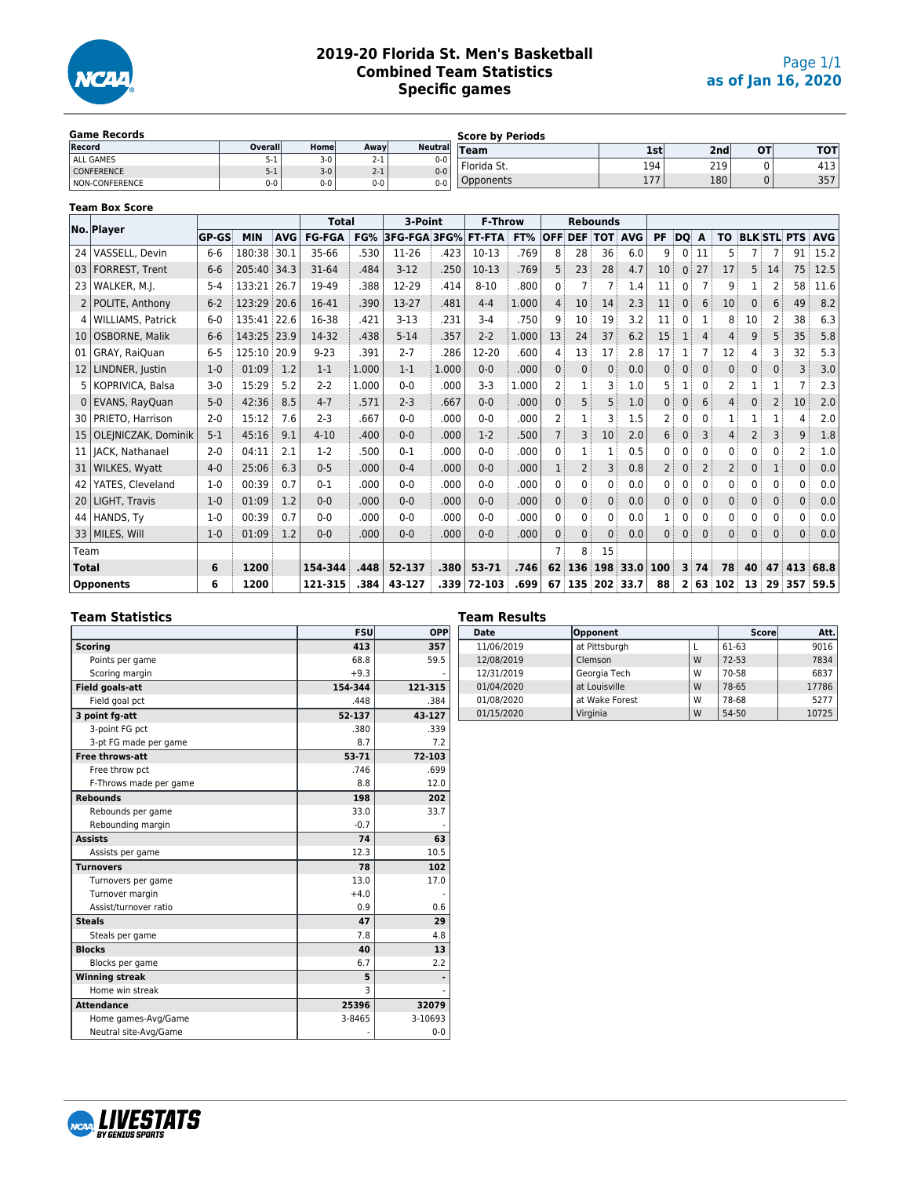# 2019-20 Florida St. Men's Basketball
## Combined Team Statistics
## Specific games

as of Jan 16, 2020

### Game Records

| Record | Overall | Home | Away | Neutral |
|---|---|---|---|---|
| ALL GAMES | 5-1 | 3-0 | 2-1 | 0-0 |
| CONFERENCE | 5-1 | 3-0 | 2-1 | 0-0 |
| NON-CONFERENCE | 0-0 | 0-0 | 0-0 | 0-0 |

### Score by Periods

| Team | 1st | 2nd | OT | TOT |
|---|---|---|---|---|
| Florida St. | 194 | 219 | 0 | 413 |
| Opponents | 177 | 180 | 0 | 357 |

### Team Box Score

| No. | Player | GP-GS | MIN | AVG | Total FG-FGA | FG% | 3-Point 3FG-FGA | 3FG% | F-Throw FT-FTA | FT% | Rebounds OFF | DEF | TOT | AVG | PF | DQ | A | TO | BLK | STL | PTS | AVG |
|---|---|---|---|---|---|---|---|---|---|---|---|---|---|---|---|---|---|---|---|---|---|---|
| 24 | VASSELL, Devin | 6-6 | 180:38 | 30.1 | 35-66 | .530 | 11-26 | .423 | 10-13 | .769 | 8 | 28 | 36 | 6.0 | 9 | 0 | 11 | 5 | 7 | 7 | 91 | 15.2 |
| 03 | FORREST, Trent | 6-6 | 205:40 | 34.3 | 31-64 | .484 | 3-12 | .250 | 10-13 | .769 | 5 | 23 | 28 | 4.7 | 10 | 0 | 27 | 17 | 5 | 14 | 75 | 12.5 |
| 23 | WALKER, M.J. | 5-4 | 133:21 | 26.7 | 19-49 | .388 | 12-29 | .414 | 8-10 | .800 | 0 | 7 | 7 | 1.4 | 11 | 0 | 7 | 9 | 1 | 2 | 58 | 11.6 |
| 2 | POLITE, Anthony | 6-2 | 123:29 | 20.6 | 16-41 | .390 | 13-27 | .481 | 4-4 | 1.000 | 4 | 10 | 14 | 2.3 | 11 | 0 | 6 | 10 | 0 | 6 | 49 | 8.2 |
| 4 | WILLIAMS, Patrick | 6-0 | 135:41 | 22.6 | 16-38 | .421 | 3-13 | .231 | 3-4 | .750 | 9 | 10 | 19 | 3.2 | 11 | 0 | 1 | 8 | 10 | 2 | 38 | 6.3 |
| 10 | OSBORNE, Malik | 6-6 | 143:25 | 23.9 | 14-32 | .438 | 5-14 | .357 | 2-2 | 1.000 | 13 | 24 | 37 | 6.2 | 15 | 1 | 4 | 4 | 9 | 5 | 35 | 5.8 |
| 01 | GRAY, RaiQuan | 6-5 | 125:10 | 20.9 | 9-23 | .391 | 2-7 | .286 | 12-20 | .600 | 4 | 13 | 17 | 2.8 | 17 | 1 | 7 | 12 | 4 | 3 | 32 | 5.3 |
| 12 | LINDNER, Justin | 1-0 | 01:09 | 1.2 | 1-1 | 1.000 | 1-1 | 1.000 | 0-0 | .000 | 0 | 0 | 0 | 0.0 | 0 | 0 | 0 | 0 | 0 | 0 | 3 | 3.0 |
| 5 | KOPRIVICA, Balsa | 3-0 | 15:29 | 5.2 | 2-2 | 1.000 | 0-0 | .000 | 3-3 | 1.000 | 2 | 1 | 3 | 1.0 | 5 | 1 | 0 | 2 | 1 | 1 | 7 | 2.3 |
| 0 | EVANS, RayQuan | 5-0 | 42:36 | 8.5 | 4-7 | .571 | 2-3 | .667 | 0-0 | .000 | 0 | 5 | 5 | 1.0 | 0 | 0 | 6 | 4 | 0 | 2 | 10 | 2.0 |
| 30 | PRIETO, Harrison | 2-0 | 15:12 | 7.6 | 2-3 | .667 | 0-0 | .000 | 0-0 | .000 | 2 | 1 | 3 | 1.5 | 2 | 0 | 0 | 1 | 1 | 1 | 4 | 2.0 |
| 15 | OLEJNICZAK, Dominik | 5-1 | 45:16 | 9.1 | 4-10 | .400 | 0-0 | .000 | 1-2 | .500 | 7 | 3 | 10 | 2.0 | 6 | 0 | 3 | 4 | 2 | 3 | 9 | 1.8 |
| 11 | JACK, Nathanael | 2-0 | 04:11 | 2.1 | 1-2 | .500 | 0-1 | .000 | 0-0 | .000 | 0 | 1 | 1 | 0.5 | 0 | 0 | 0 | 0 | 0 | 0 | 2 | 1.0 |
| 31 | WILKES, Wyatt | 4-0 | 25:06 | 6.3 | 0-5 | .000 | 0-4 | .000 | 0-0 | .000 | 1 | 2 | 3 | 0.8 | 2 | 0 | 2 | 2 | 0 | 1 | 0 | 0.0 |
| 42 | YATES, Cleveland | 1-0 | 00:39 | 0.7 | 0-1 | .000 | 0-0 | .000 | 0-0 | .000 | 0 | 0 | 0 | 0.0 | 0 | 0 | 0 | 0 | 0 | 0 | 0 | 0.0 |
| 20 | LIGHT, Travis | 1-0 | 01:09 | 1.2 | 0-0 | .000 | 0-0 | .000 | 0-0 | .000 | 0 | 0 | 0 | 0.0 | 0 | 0 | 0 | 0 | 0 | 0 | 0 | 0.0 |
| 44 | HANDS, Ty | 1-0 | 00:39 | 0.7 | 0-0 | .000 | 0-0 | .000 | 0-0 | .000 | 0 | 0 | 0 | 0.0 | 1 | 0 | 0 | 0 | 0 | 0 | 0 | 0.0 |
| 33 | MILES, Will | 1-0 | 01:09 | 1.2 | 0-0 | .000 | 0-0 | .000 | 0-0 | .000 | 0 | 0 | 0 | 0.0 | 0 | 0 | 0 | 0 | 0 | 0 | 0 | 0.0 |
| | Team | | | | | | | | | | 7 | 8 | 15 | | | | | | | | | |
| | **Total** | **6** | **1200** | | **154-344** | **.448** | **52-137** | **.380** | **53-71** | **.746** | **62** | **136** | **198** | **33.0** | **100** | **3** | **74** | **78** | **40** | **47** | **413** | **68.8** |
| | **Opponents** | **6** | **1200** | | **121-315** | **.384** | **43-127** | **.339** | **72-103** | **.699** | **67** | **135** | **202** | **33.7** | **88** | **2** | **63** | **102** | **13** | **29** | **357** | **59.5** |

### Team Statistics

| | FSU | OPP |
|---|---|---|
| **Scoring** | **413** | **357** |
| Points per game | 68.8 | 59.5 |
| Scoring margin | +9.3 | - |
| **Field goals-att** | **154-344** | **121-315** |
| Field goal pct | .448 | .384 |
| **3 point fg-att** | **52-137** | **43-127** |
| 3-point FG pct | .380 | .339 |
| 3-pt FG made per game | 8.7 | 7.2 |
| **Free throws-att** | **53-71** | **72-103** |
| Free throw pct | .746 | .699 |
| F-Throws made per game | 8.8 | 12.0 |
| **Rebounds** | **198** | **202** |
| Rebounds per game | 33.0 | 33.7 |
| Rebounding margin | -0.7 | - |
| **Assists** | **74** | **63** |
| Assists per game | 12.3 | 10.5 |
| **Turnovers** | **78** | **102** |
| Turnovers per game | 13.0 | 17.0 |
| Turnover margin | +4.0 | - |
| Assist/turnover ratio | 0.9 | 0.6 |
| **Steals** | **47** | **29** |
| Steals per game | 7.8 | 4.8 |
| **Blocks** | **40** | **13** |
| Blocks per game | 6.7 | 2.2 |
| **Winning streak** | **5** | **-** |
| Home win streak | 3 | - |
| **Attendance** | **25396** | **32079** |
| Home games-Avg/Game | 3-8465 | 3-10693 |
| Neutral site-Avg/Game | - | 0-0 |

### Team Results

| Date | Opponent | | Score | Att. |
|---|---|---|---|---|
| 11/06/2019 | at Pittsburgh | L | 61-63 | 9016 |
| 12/08/2019 | Clemson | W | 72-53 | 7834 |
| 12/31/2019 | Georgia Tech | W | 70-58 | 6837 |
| 01/04/2020 | at Louisville | W | 78-65 | 17786 |
| 01/08/2020 | at Wake Forest | W | 78-68 | 5277 |
| 01/15/2020 | Virginia | W | 54-50 | 10725 |